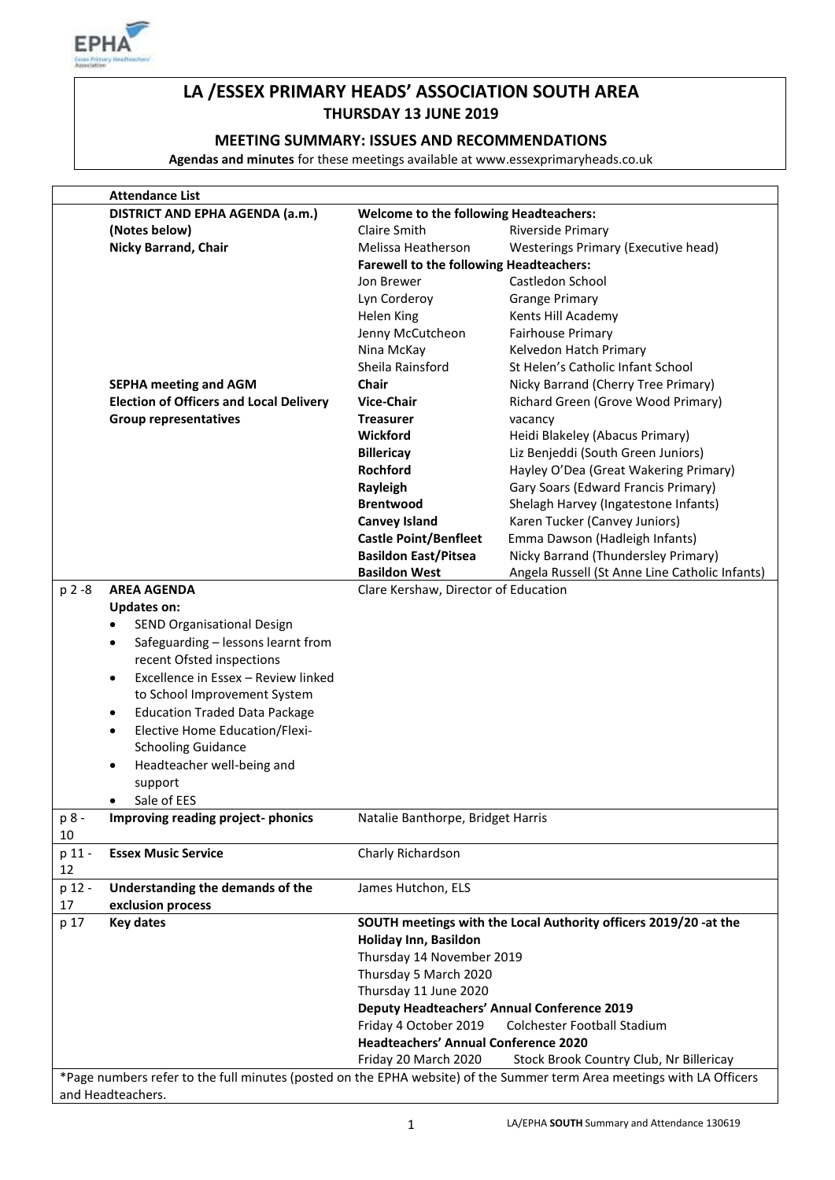# LA /ESSEX PRIMARY HEADS' ASSOCIATION SOUTH AREA
## THURSDAY 13 JUNE 2019

### MEETING SUMMARY: ISSUES AND RECOMMENDATIONS

**Agendas and minutes** for these meetings available at www.essexprimaryheads.co.uk

| | **Attendance List** | | |
|---|---|---|---|
| | **DISTRICT AND EPHA AGENDA (a.m.)** | **Welcome to the following Headteachers:** | |
| | **(Notes below)** | Claire Smith | Riverside Primary |
| | **Nicky Barrand, Chair** | Melissa Heatherson | Westerings Primary (Executive head) |
| | | **Farewell to the following Headteachers:** | |
| | | Jon Brewer | Castledon School |
| | | Lyn Corderoy | Grange Primary |
| | | Helen King | Kents Hill Academy |
| | | Jenny McCutcheon | Fairhouse Primary |
| | | Nina McKay | Kelvedon Hatch Primary |
| | | Sheila Rainsford | St Helen's Catholic Infant School |
| | **SEPHA meeting and AGM** | **Chair** | Nicky Barrand (Cherry Tree Primary) |
| | **Election of Officers and Local Delivery** | **Vice-Chair** | Richard Green (Grove Wood Primary) |
| | **Group representatives** | **Treasurer** | vacancy |
| | | **Wickford** | Heidi Blakeley (Abacus Primary) |
| | | **Billericay** | Liz Benjeddi (South Green Juniors) |
| | | **Rochford** | Hayley O'Dea (Great Wakering Primary) |
| | | **Rayleigh** | Gary Soars (Edward Francis Primary) |
| | | **Brentwood** | Shelagh Harvey (Ingatestone Infants) |
| | | **Canvey Island** | Karen Tucker (Canvey Juniors) |
| | | **Castle Point/Benfleet** | Emma Dawson (Hadleigh Infants) |
| | | **Basildon East/Pitsea** | Nicky Barrand (Thundersley Primary) |
| | | **Basildon West** | Angela Russell (St Anne Line Catholic Infants) |
| p 2 -8 | **AREA AGENDA**<br>**Updates on:**<br>• SEND Organisational Design<br>• Safeguarding – lessons learnt from recent Ofsted inspections<br>• Excellence in Essex – Review linked to School Improvement System<br>• Education Traded Data Package<br>• Elective Home Education/Flexi-Schooling Guidance<br>• Headteacher well-being and support<br>• Sale of EES | Clare Kershaw, Director of Education | |
| p 8 - 10 | **Improving reading project- phonics** | Natalie Banthorpe, Bridget Harris | |
| p 11 - 12 | **Essex Music Service** | Charly Richardson | |
| p 12 - 17 | **Understanding the demands of the exclusion process** | James Hutchon, ELS | |
| p 17 | **Key dates** | **SOUTH meetings with the Local Authority officers 2019/20 -at the Holiday Inn, Basildon**<br>Thursday 14 November 2019<br>Thursday 5 March 2020<br>Thursday 11 June 2020<br>**Deputy Headteachers' Annual Conference 2019**<br>Friday 4 October 2019 Colchester Football Stadium<br>**Headteachers' Annual Conference 2020**<br>Friday 20 March 2020 Stock Brook Country Club, Nr Billericay | |

*Page numbers refer to the full minutes (posted on the EPHA website) of the Summer term Area meetings with LA Officers and Headteachers.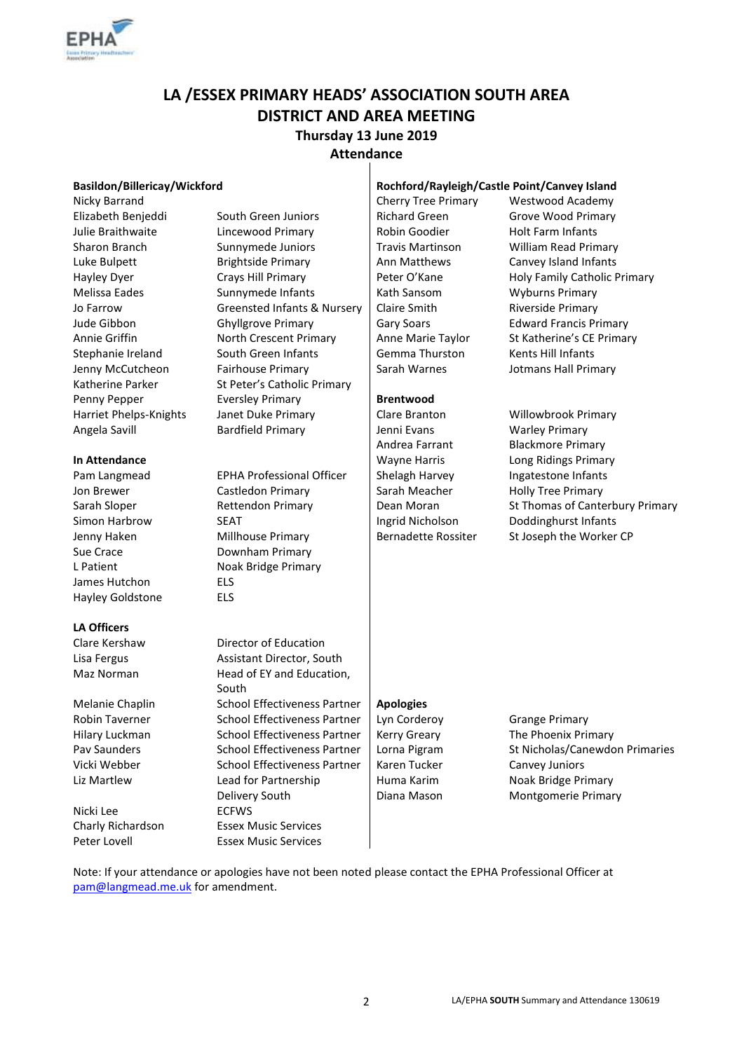# LA /ESSEX PRIMARY HEADS' ASSOCIATION SOUTH AREA
# DISTRICT AND AREA MEETING
### Thursday 13 June 2019
### Attendance

**Basildon/Billericay/Wickford**

| | |
|---|---|
| Nicky Barrand | |
| Elizabeth Benjeddi | South Green Juniors |
| Julie Braithwaite | Lincewood Primary |
| Sharon Branch | Sunnymede Juniors |
| Luke Bulpett | Brightside Primary |
| Hayley Dyer | Crays Hill Primary |
| Melissa Eades | Sunnymede Infants |
| Jo Farrow | Greensted Infants & Nursery |
| Jude Gibbon | Ghyllgrove Primary |
| Annie Griffin | North Crescent Primary |
| Stephanie Ireland | South Green Infants |
| Jenny McCutcheon | Fairhouse Primary |
| Katherine Parker | St Peter's Catholic Primary |
| Penny Pepper | Eversley Primary |
| Harriet Phelps-Knights | Janet Duke Primary |
| Angela Savill | Bardfield Primary |

**In Attendance**

| | |
|---|---|
| Pam Langmead | EPHA Professional Officer |
| Jon Brewer | Castledon Primary |
| Sarah Sloper | Rettendon Primary |
| Simon Harbrow | SEAT |
| Jenny Haken | Millhouse Primary |
| Sue Crace | Downham Primary |
| L Patient | Noak Bridge Primary |
| James Hutchon | ELS |
| Hayley Goldstone | ELS |

**LA Officers**

| | |
|---|---|
| Clare Kershaw | Director of Education |
| Lisa Fergus | Assistant Director, South |
| Maz Norman | Head of EY and Education, South |
| Melanie Chaplin | School Effectiveness Partner |
| Robin Taverner | School Effectiveness Partner |
| Hilary Luckman | School Effectiveness Partner |
| Pav Saunders | School Effectiveness Partner |
| Vicki Webber | School Effectiveness Partner |
| Liz Martlew | Lead for Partnership Delivery South |
| Nicki Lee | ECFWS |
| Charly Richardson | Essex Music Services |
| Peter Lovell | Essex Music Services |

**Rochford/Rayleigh/Castle Point/Canvey Island**

| | |
|---|---|
| Cherry Tree Primary | Westwood Academy |
| Richard Green | Grove Wood Primary |
| Robin Goodier | Holt Farm Infants |
| Travis Martinson | William Read Primary |
| Ann Matthews | Canvey Island Infants |
| Peter O'Kane | Holy Family Catholic Primary |
| Kath Sansom | Wyburns Primary |
| Claire Smith | Riverside Primary |
| Gary Soars | Edward Francis Primary |
| Anne Marie Taylor | St Katherine's CE Primary |
| Gemma Thurston | Kents Hill Infants |
| Sarah Warnes | Jotmans Hall Primary |

**Brentwood**

| | |
|---|---|
| Clare Branton | Willowbrook Primary |
| Jenni Evans | Warley Primary |
| Andrea Farrant | Blackmore Primary |
| Wayne Harris | Long Ridings Primary |
| Shelagh Harvey | Ingatestone Infants |
| Sarah Meacher | Holly Tree Primary |
| Dean Moran | St Thomas of Canterbury Primary |
| Ingrid Nicholson | Doddinghurst Infants |
| Bernadette Rossiter | St Joseph the Worker CP |

**Apologies**

| | |
|---|---|
| Lyn Corderoy | Grange Primary |
| Kerry Greary | The Phoenix Primary |
| Lorna Pigram | St Nicholas/Canewdon Primaries |
| Karen Tucker | Canvey Juniors |
| Huma Karim | Noak Bridge Primary |
| Diana Mason | Montgomerie Primary |

Note: If your attendance or apologies have not been noted please contact the EPHA Professional Officer at pam@langmead.me.uk for amendment.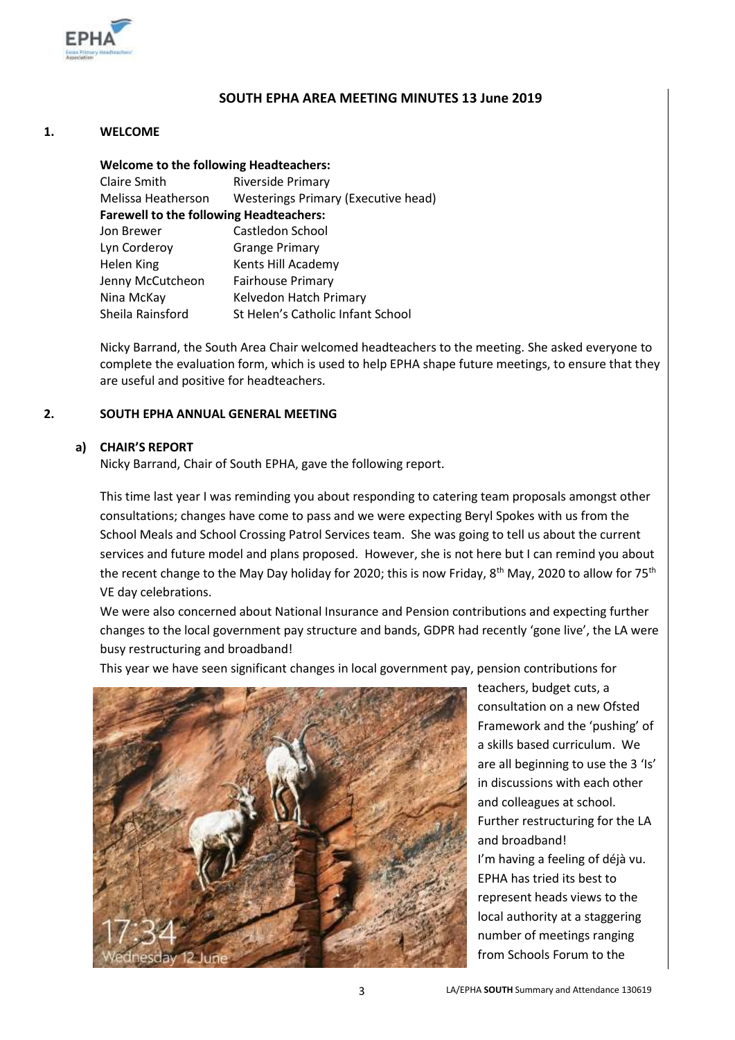## SOUTH EPHA AREA MEETING MINUTES 13 June 2019

### 1. WELCOME

**Welcome to the following Headteachers:**

| | |
|---|---|
| Claire Smith | Riverside Primary |
| Melissa Heatherson | Westerings Primary (Executive head) |

**Farewell to the following Headteachers:**

| | |
|---|---|
| Jon Brewer | Castledon School |
| Lyn Corderoy | Grange Primary |
| Helen King | Kents Hill Academy |
| Jenny McCutcheon | Fairhouse Primary |
| Nina McKay | Kelvedon Hatch Primary |
| Sheila Rainsford | St Helen's Catholic Infant School |

Nicky Barrand, the South Area Chair welcomed headteachers to the meeting. She asked everyone to complete the evaluation form, which is used to help EPHA shape future meetings, to ensure that they are useful and positive for headteachers.

### 2. SOUTH EPHA ANNUAL GENERAL MEETING

**a) CHAIR'S REPORT**

Nicky Barrand, Chair of South EPHA, gave the following report.

This time last year I was reminding you about responding to catering team proposals amongst other consultations; changes have come to pass and we were expecting Beryl Spokes with us from the School Meals and School Crossing Patrol Services team. She was going to tell us about the current services and future model and plans proposed. However, she is not here but I can remind you about the recent change to the May Day holiday for 2020; this is now Friday, 8th May, 2020 to allow for 75th VE day celebrations.

We were also concerned about National Insurance and Pension contributions and expecting further changes to the local government pay structure and bands, GDPR had recently 'gone live', the LA were busy restructuring and broadband!

This year we have seen significant changes in local government pay, pension contributions for teachers, budget cuts, a consultation on a new Ofsted Framework and the 'pushing' of a skills based curriculum. We are all beginning to use the 3 'Is' in discussions with each other and colleagues at school. Further restructuring for the LA and broadband!

I'm having a feeling of déjà vu. EPHA has tried its best to represent heads views to the local authority at a staggering number of meetings ranging from Schools Forum to the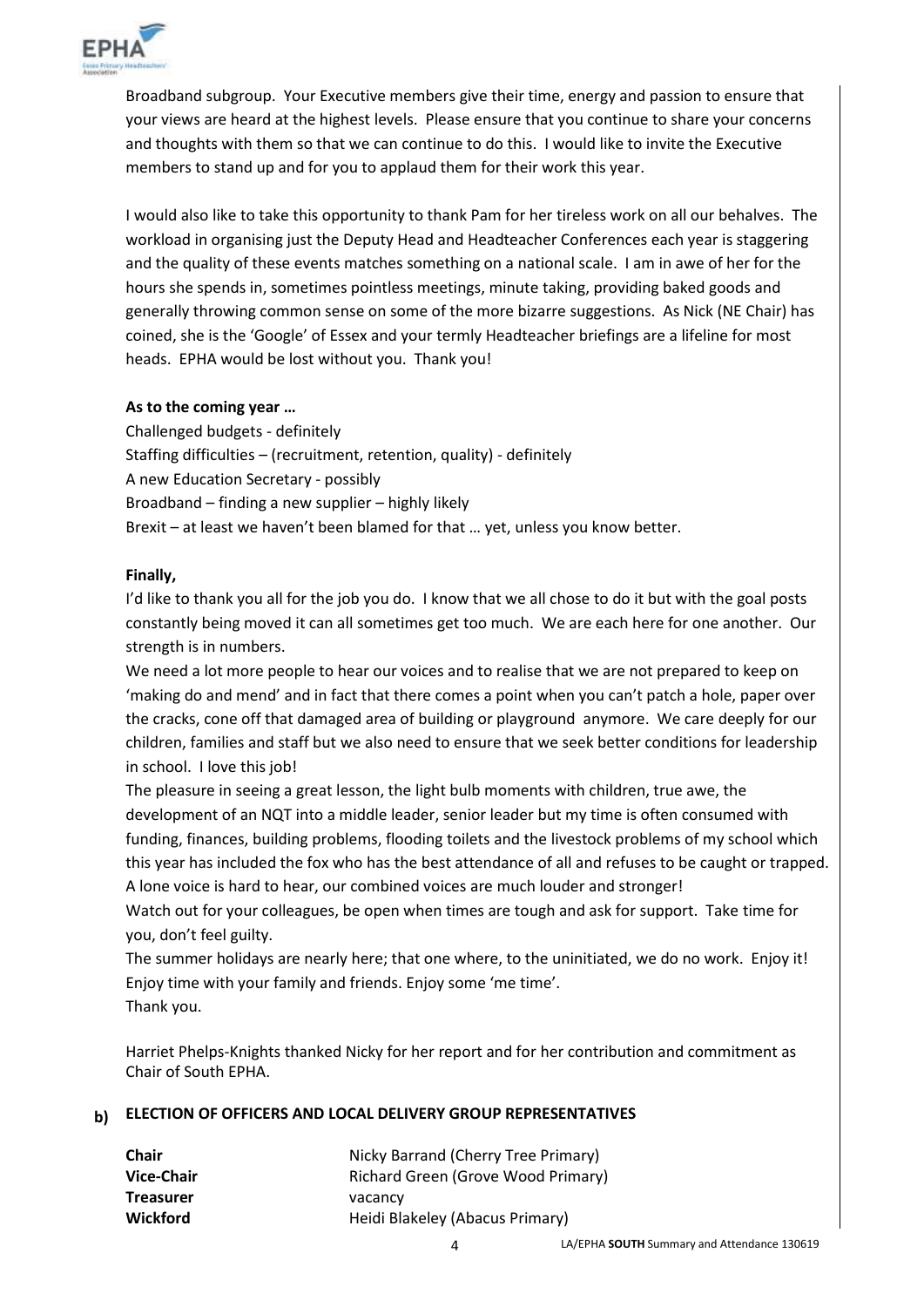Broadband subgroup. Your Executive members give their time, energy and passion to ensure that your views are heard at the highest levels. Please ensure that you continue to share your concerns and thoughts with them so that we can continue to do this. I would like to invite the Executive members to stand up and for you to applaud them for their work this year.

I would also like to take this opportunity to thank Pam for her tireless work on all our behalves. The workload in organising just the Deputy Head and Headteacher Conferences each year is staggering and the quality of these events matches something on a national scale. I am in awe of her for the hours she spends in, sometimes pointless meetings, minute taking, providing baked goods and generally throwing common sense on some of the more bizarre suggestions. As Nick (NE Chair) has coined, she is the 'Google' of Essex and your termly Headteacher briefings are a lifeline for most heads. EPHA would be lost without you. Thank you!

**As to the coming year …**

Challenged budgets - definitely
Staffing difficulties – (recruitment, retention, quality) - definitely
A new Education Secretary - possibly
Broadband – finding a new supplier – highly likely
Brexit – at least we haven't been blamed for that … yet, unless you know better.

**Finally,**

I'd like to thank you all for the job you do. I know that we all chose to do it but with the goal posts constantly being moved it can all sometimes get too much. We are each here for one another. Our strength is in numbers.

We need a lot more people to hear our voices and to realise that we are not prepared to keep on 'making do and mend' and in fact that there comes a point when you can't patch a hole, paper over the cracks, cone off that damaged area of building or playground anymore. We care deeply for our children, families and staff but we also need to ensure that we seek better conditions for leadership in school. I love this job!

The pleasure in seeing a great lesson, the light bulb moments with children, true awe, the development of an NQT into a middle leader, senior leader but my time is often consumed with funding, finances, building problems, flooding toilets and the livestock problems of my school which this year has included the fox who has the best attendance of all and refuses to be caught or trapped.

A lone voice is hard to hear, our combined voices are much louder and stronger!

Watch out for your colleagues, be open when times are tough and ask for support. Take time for you, don't feel guilty.

The summer holidays are nearly here; that one where, to the uninitiated, we do no work. Enjoy it! Enjoy time with your family and friends. Enjoy some 'me time'.

Thank you.

Harriet Phelps-Knights thanked Nicky for her report and for her contribution and commitment as Chair of South EPHA.

**b) ELECTION OF OFFICERS AND LOCAL DELIVERY GROUP REPRESENTATIVES**

| | |
|---|---|
| **Chair** | Nicky Barrand (Cherry Tree Primary) |
| **Vice-Chair** | Richard Green (Grove Wood Primary) |
| **Treasurer** | vacancy |
| **Wickford** | Heidi Blakeley (Abacus Primary) |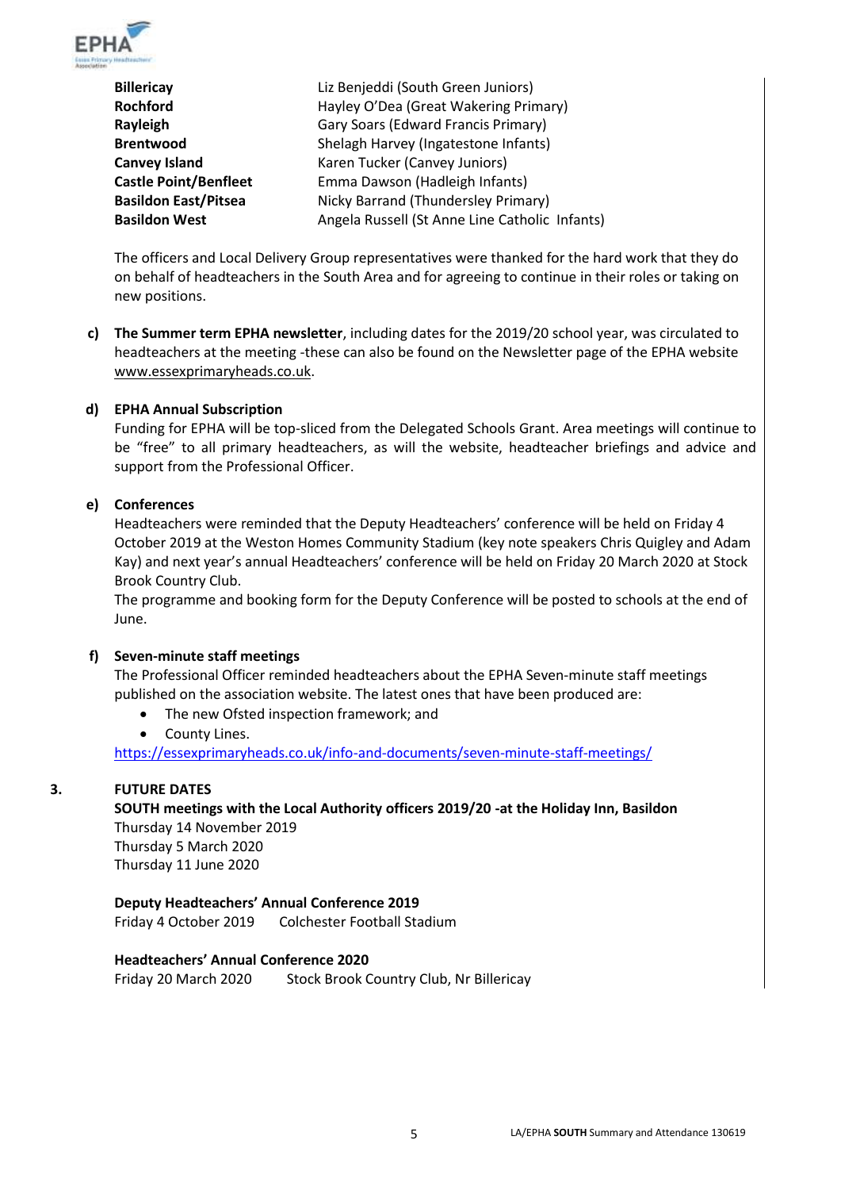| | |
|---|---|
| **Billericay** | Liz Benjeddi (South Green Juniors) |
| **Rochford** | Hayley O'Dea (Great Wakering Primary) |
| **Rayleigh** | Gary Soars (Edward Francis Primary) |
| **Brentwood** | Shelagh Harvey (Ingatestone Infants) |
| **Canvey Island** | Karen Tucker (Canvey Juniors) |
| **Castle Point/Benfleet** | Emma Dawson (Hadleigh Infants) |
| **Basildon East/Pitsea** | Nicky Barrand (Thundersley Primary) |
| **Basildon West** | Angela Russell (St Anne Line Catholic Infants) |

The officers and Local Delivery Group representatives were thanked for the hard work that they do on behalf of headteachers in the South Area and for agreeing to continue in their roles or taking on new positions.

**c) The Summer term EPHA newsletter**, including dates for the 2019/20 school year, was circulated to headteachers at the meeting -these can also be found on the Newsletter page of the EPHA website www.essexprimaryheads.co.uk.

**d) EPHA Annual Subscription**

Funding for EPHA will be top-sliced from the Delegated Schools Grant. Area meetings will continue to be "free" to all primary headteachers, as will the website, headteacher briefings and advice and support from the Professional Officer.

**e) Conferences**

Headteachers were reminded that the Deputy Headteachers' conference will be held on Friday 4 October 2019 at the Weston Homes Community Stadium (key note speakers Chris Quigley and Adam Kay) and next year's annual Headteachers' conference will be held on Friday 20 March 2020 at Stock Brook Country Club.

The programme and booking form for the Deputy Conference will be posted to schools at the end of June.

**f) Seven-minute staff meetings**

The Professional Officer reminded headteachers about the EPHA Seven-minute staff meetings published on the association website. The latest ones that have been produced are:

- The new Ofsted inspection framework; and
- County Lines.

https://essexprimaryheads.co.uk/info-and-documents/seven-minute-staff-meetings/

## 3. FUTURE DATES

**SOUTH meetings with the Local Authority officers 2019/20 -at the Holiday Inn, Basildon**

Thursday 14 November 2019
Thursday 5 March 2020
Thursday 11 June 2020

**Deputy Headteachers' Annual Conference 2019**

Friday 4 October 2019 Colchester Football Stadium

**Headteachers' Annual Conference 2020**

Friday 20 March 2020 Stock Brook Country Club, Nr Billericay